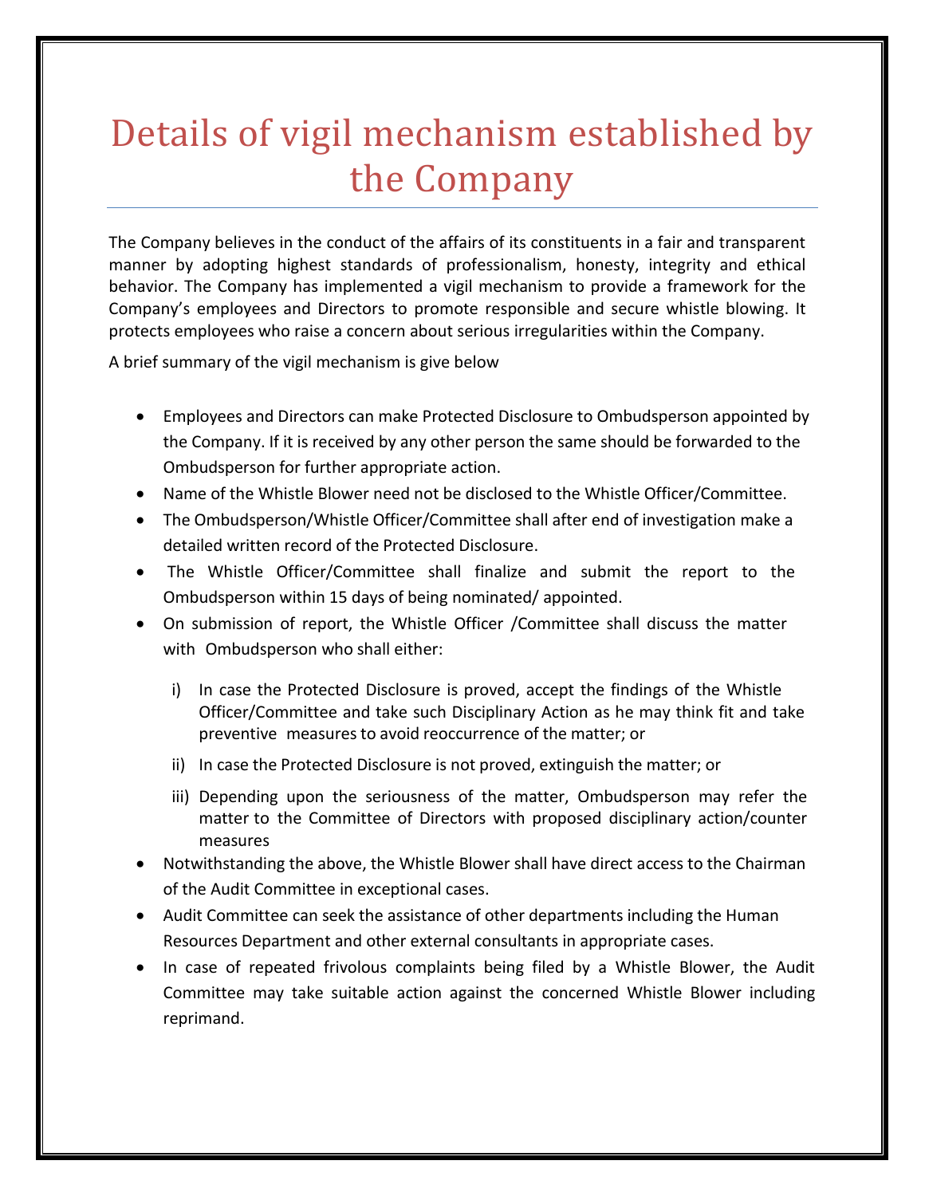# Details of vigil mechanism established by the Company

The Company believes in the conduct of the affairs of its constituents in a fair and transparent manner by adopting highest standards of professionalism, honesty, integrity and ethical behavior. The Company has implemented a vigil mechanism to provide a framework for the Company's employees and Directors to promote responsible and secure whistle blowing. It protects employees who raise a concern about serious irregularities within the Company.

A brief summary of the vigil mechanism is give below

- Employees and Directors can make Protected Disclosure to Ombudsperson appointed by the Company. If it is received by any other person the same should be forwarded to the Ombudsperson for further appropriate action.
- Name of the Whistle Blower need not be disclosed to the Whistle Officer/Committee.
- The Ombudsperson/Whistle Officer/Committee shall after end of investigation make a detailed written record of the Protected Disclosure.
- The Whistle Officer/Committee shall finalize and submit the report to the Ombudsperson within 15 days of being nominated/ appointed.
- On submission of report, the Whistle Officer /Committee shall discuss the matter with Ombudsperson who shall either:

    i) In case the Protected Disclosure is proved, accept the findings of the Whistle Officer/Committee and take such Disciplinary Action as he may think fit and take preventive measures to avoid reoccurrence of the matter; or

    ii) In case the Protected Disclosure is not proved, extinguish the matter; or

    iii) Depending upon the seriousness of the matter, Ombudsperson may refer the matter to the Committee of Directors with proposed disciplinary action/counter measures

- Notwithstanding the above, the Whistle Blower shall have direct access to the Chairman of the Audit Committee in exceptional cases.
- Audit Committee can seek the assistance of other departments including the Human Resources Department and other external consultants in appropriate cases.
- In case of repeated frivolous complaints being filed by a Whistle Blower, the Audit Committee may take suitable action against the concerned Whistle Blower including reprimand.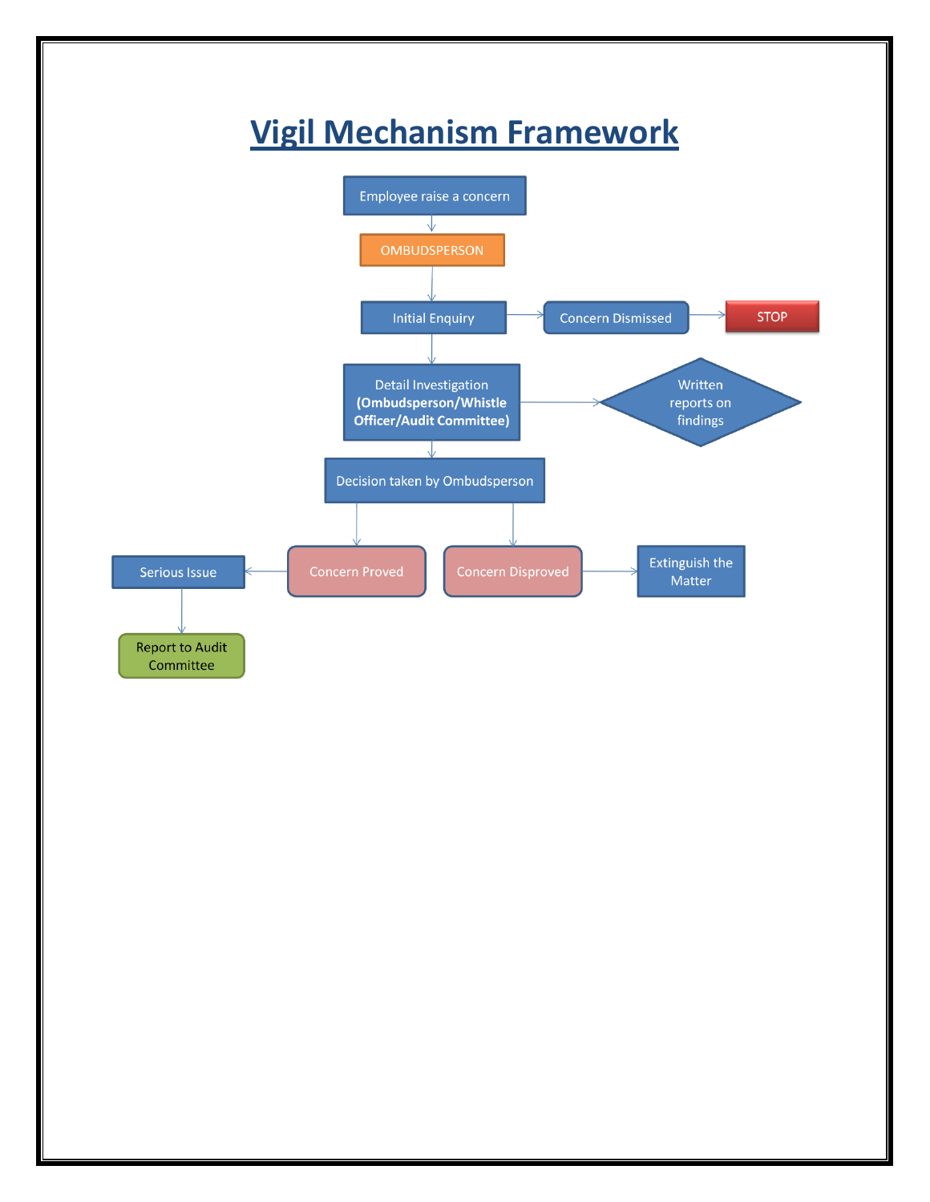# Vigil Mechanism Framework

Employee raise a concern

OMBUDSPERSON

Initial Enquiry

Concern Dismissed

STOP

Detail Investigation **(Ombudsperson/Whistle Officer/Audit Committee)**

Written reports on findings

Decision taken by Ombudsperson

Concern Proved

Concern Disproved

Serious Issue

Extinguish the Matter

Report to Audit Committee